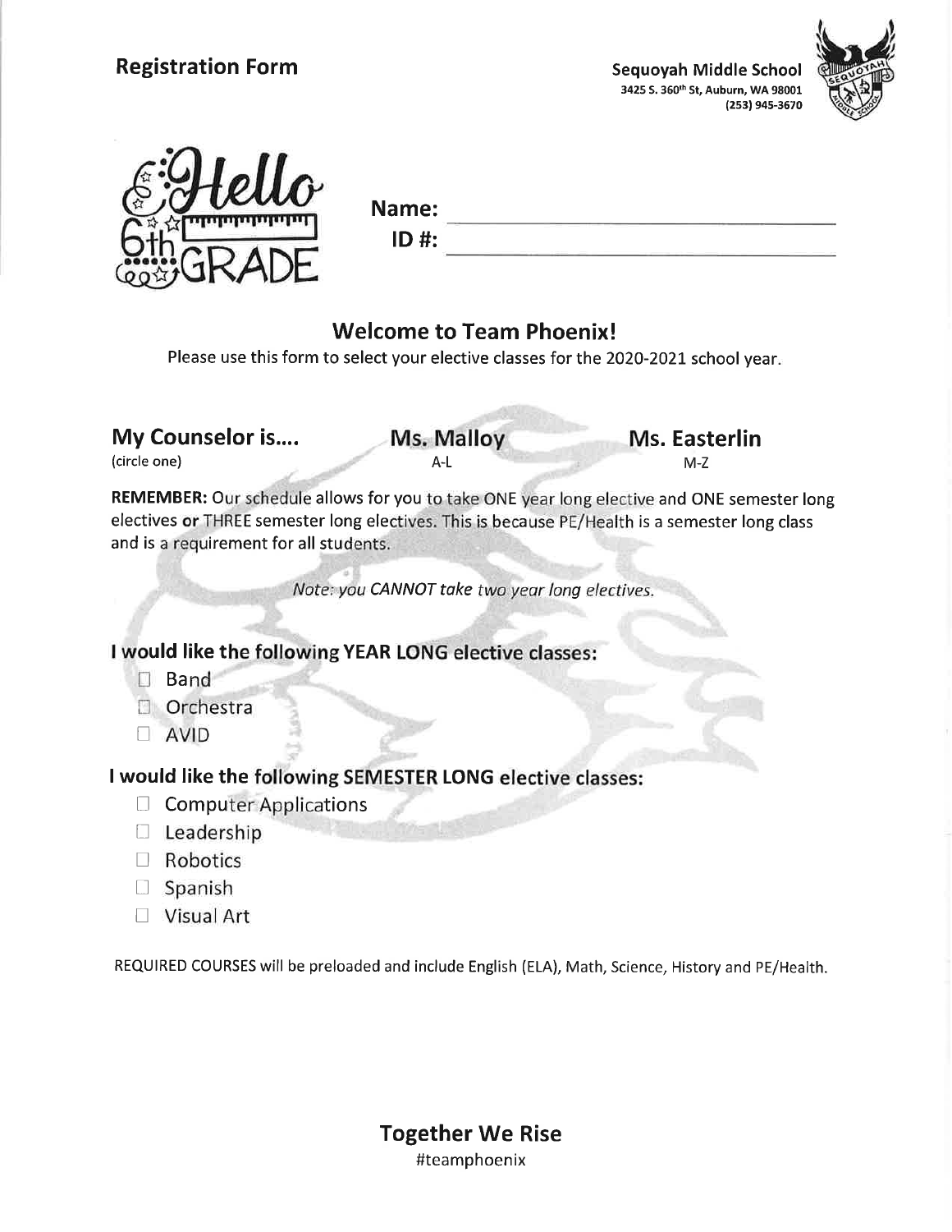## Registration Form

**Sequoyah Middle School**
3425 S. 360th St, Auburn, WA 98001
(253) 945-3670

Hello 6th GRADE

**Name:** ______________________________

**ID #:** ______________________________

## Welcome to Team Phoenix!

Please use this form to select your elective classes for the 2020-2021 school year.

**My Counselor is....** (circle one) **Ms. Malloy** A-L **Ms. Easterlin** M-Z

**REMEMBER:** Our schedule allows for you to take ONE year long elective and ONE semester long electives **or** THREE semester long electives. This is because PE/Health is a semester long class and is a requirement for all students.

*Note: you CANNOT take two year long electives.*

### I would like the following YEAR LONG elective classes:

- ☐ Band
- ☐ Orchestra
- ☐ AVID

### I would like the following SEMESTER LONG elective classes:

- ☐ Computer Applications
- ☐ Leadership
- ☐ Robotics
- ☐ Spanish
- ☐ Visual Art

REQUIRED COURSES will be preloaded and include English (ELA), Math, Science, History and PE/Health.

**Together We Rise**
#teamphoenix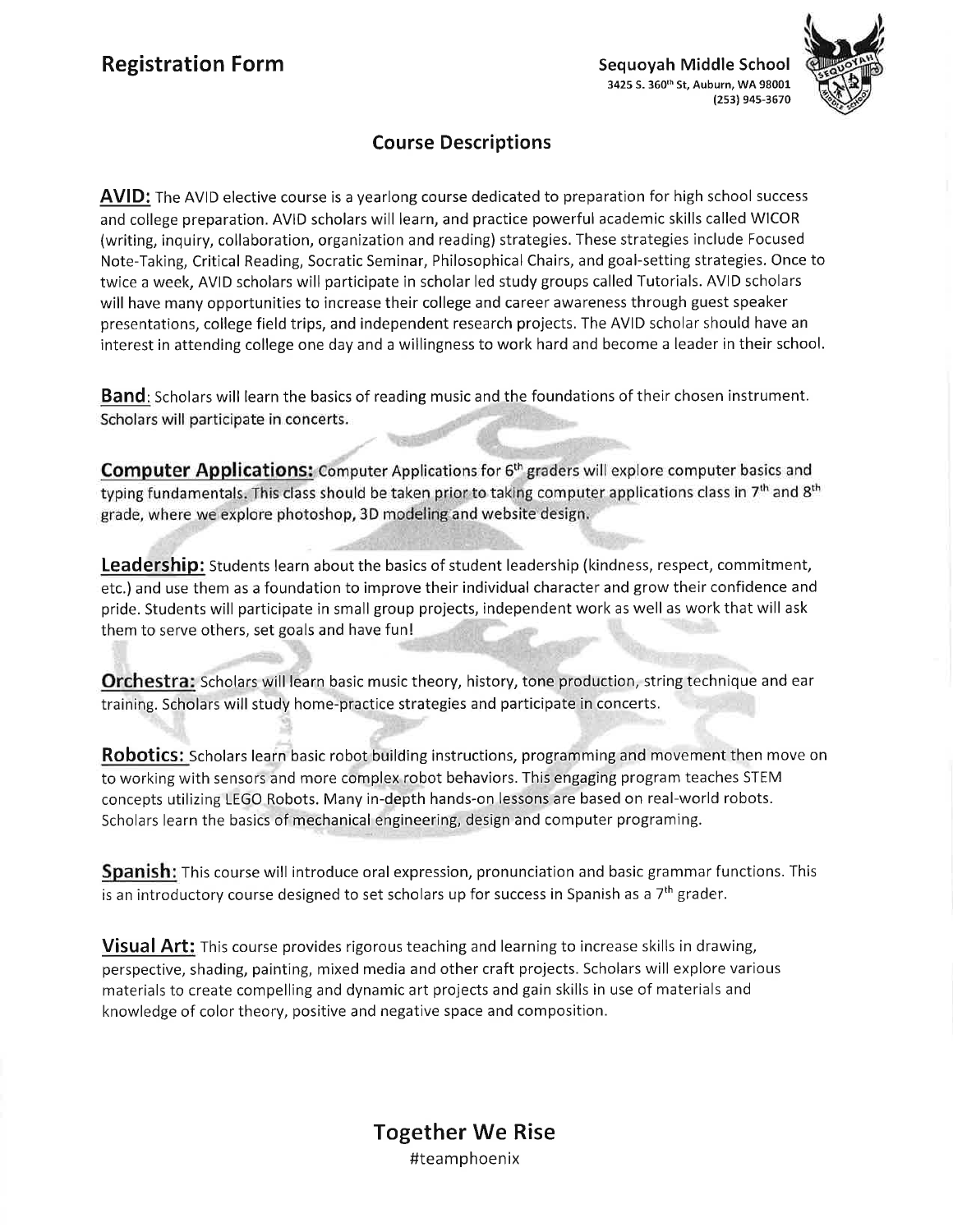# Registration Form

**Sequoyah Middle School**
3425 S. 360th St, Auburn, WA 98001
(253) 945-3670

## Course Descriptions

**AVID:** The AVID elective course is a yearlong course dedicated to preparation for high school success and college preparation. AVID scholars will learn, and practice powerful academic skills called WICOR (writing, inquiry, collaboration, organization and reading) strategies. These strategies include Focused Note-Taking, Critical Reading, Socratic Seminar, Philosophical Chairs, and goal-setting strategies. Once to twice a week, AVID scholars will participate in scholar led study groups called Tutorials. AVID scholars will have many opportunities to increase their college and career awareness through guest speaker presentations, college field trips, and independent research projects. The AVID scholar should have an interest in attending college one day and a willingness to work hard and become a leader in their school.

**Band**: Scholars will learn the basics of reading music and the foundations of their chosen instrument. Scholars will participate in concerts.

**Computer Applications:** Computer Applications for 6th graders will explore computer basics and typing fundamentals. This class should be taken prior to taking computer applications class in 7th and 8th grade, where we explore photoshop, 3D modeling and website design.

**Leadership:** Students learn about the basics of student leadership (kindness, respect, commitment, etc.) and use them as a foundation to improve their individual character and grow their confidence and pride. Students will participate in small group projects, independent work as well as work that will ask them to serve others, set goals and have fun!

**Orchestra:** Scholars will learn basic music theory, history, tone production, string technique and ear training. Scholars will study home-practice strategies and participate in concerts.

**Robotics:** Scholars learn basic robot building instructions, programming and movement then move on to working with sensors and more complex robot behaviors. This engaging program teaches STEM concepts utilizing LEGO Robots. Many in-depth hands-on lessons are based on real-world robots. Scholars learn the basics of mechanical engineering, design and computer programing.

**Spanish:** This course will introduce oral expression, pronunciation and basic grammar functions. This is an introductory course designed to set scholars up for success in Spanish as a 7th grader.

**Visual Art:** This course provides rigorous teaching and learning to increase skills in drawing, perspective, shading, painting, mixed media and other craft projects. Scholars will explore various materials to create compelling and dynamic art projects and gain skills in use of materials and knowledge of color theory, positive and negative space and composition.

**Together We Rise**
#teamphoenix